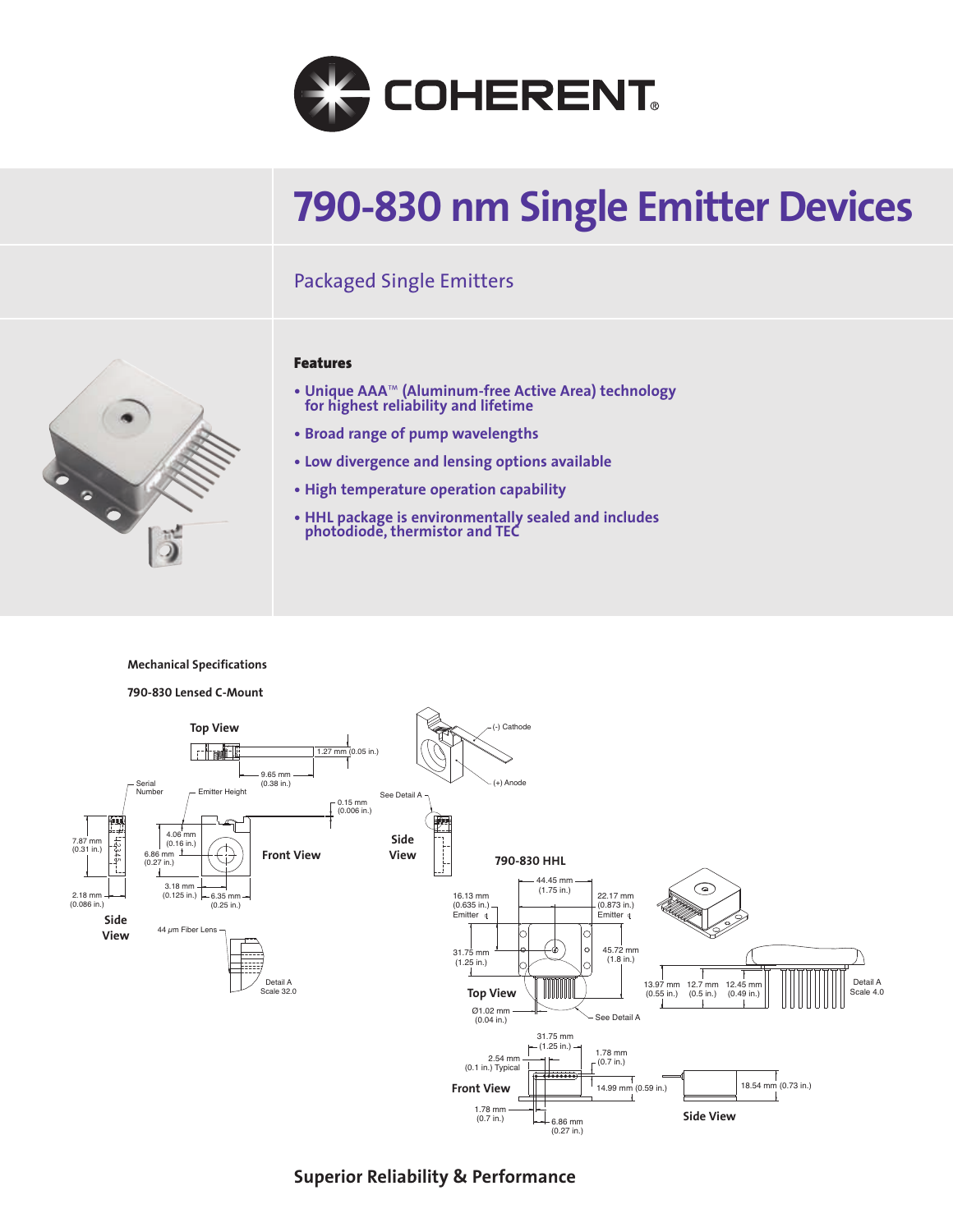# 790-830 nm Single Emitter Devices

## Packaged Single Emitters

### Features

- Unique AAA™ (Aluminum-free Active Area) technology for highest reliability and lifetime
- Broad range of pump wavelengths
- Low divergence and lensing options available
- High temperature operation capability
- HHL package is environmentally sealed and includes photodiode, thermistor and TEC

**Mechanical Specifications**

**790-830 Lensed C-Mount**

Top View: 1.27 mm (0.05 in.); 9.65 mm (0.38 in.)

Serial Number; Emitter Height; 0.15 mm (0.006 in.)

(-) Cathode; (+) Anode; See Detail A

Side View: 7.87 mm (0.31 in.); 2.18 mm (0.086 in.)

Front View: 4.06 mm (0.16 in.); 6.86 mm (0.27 in.); 3.18 mm (0.125 in.); 6.35 mm (0.25 in.)

Side View

44 μm Fiber Lens; Detail A Scale 32.0

**790-830 HHL**

Top View: 44.45 mm (1.75 in.); 16.13 mm (0.635 in.) Emitter; 22.17 mm (0.873 in.) Emitter; 31.75 mm (1.25 in.); 45.72 mm (1.8 in.); Ø1.02 mm (0.04 in.); See Detail A

13.97 mm (0.55 in.); 12.7 mm (0.5 in.); 12.45 mm (0.49 in.); Detail A Scale 4.0

Front View: 31.75 mm (1.25 in.); 2.54 mm (0.1 in.) Typical; 1.78 mm (0.7 in.); 14.99 mm (0.59 in.); 1.78 mm (0.7 in.); 6.86 mm (0.27 in.)

Side View: 18.54 mm (0.73 in.)

**Superior Reliability & Performance**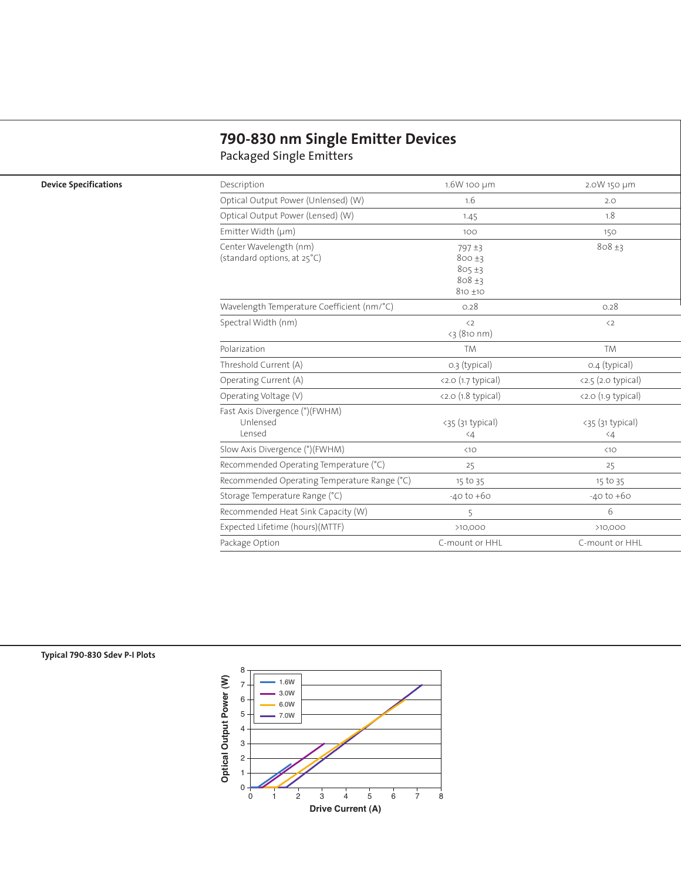# 790-830 nm Single Emitter Devices

## Packaged Single Emitters

**Device Specifications**

| Description | 1.6W 100 µm | 2.0W 150 µm |
|---|---|---|
| Optical Output Power (Unlensed) (W) | 1.6 | 2.0 |
| Optical Output Power (Lensed) (W) | 1.45 | 1.8 |
| Emitter Width (µm) | 100 | 150 |
| Center Wavelength (nm) (standard options, at 25°C) | 797 ±3<br>800 ±3<br>805 ±3<br>808 ±3<br>810 ±10 | 808 ±3 |
| Wavelength Temperature Coefficient (nm/°C) | 0.28 | 0.28 |
| Spectral Width (nm) | <2<br><3 (810 nm) | <2 |
| Polarization | TM | TM |
| Threshold Current (A) | 0.3 (typical) | 0.4 (typical) |
| Operating Current (A) | <2.0 (1.7 typical) | <2.5 (2.0 typical) |
| Operating Voltage (V) | <2.0 (1.8 typical) | <2.0 (1.9 typical) |
| Fast Axis Divergence (°)(FWHM)<br>Unlensed<br>Lensed | <br><35 (31 typical)<br><4 | <br><35 (31 typical)<br><4 |
| Slow Axis Divergence (°)(FWHM) | <10 | <10 |
| Recommended Operating Temperature (°C) | 25 | 25 |
| Recommended Operating Temperature Range (°C) | 15 to 35 | 15 to 35 |
| Storage Temperature Range (°C) | -40 to +60 | -40 to +60 |
| Recommended Heat Sink Capacity (W) | 5 | 6 |
| Expected Lifetime (hours)(MTTF) | >10,000 | >10,000 |
| Package Option | C-mount or HHL | C-mount or HHL |

**Typical 790-830 Sdev P-I Plots**

Optical Output Power (W) vs. Drive Current (A) — legend: 1.6W, 3.0W, 6.0W, 7.0W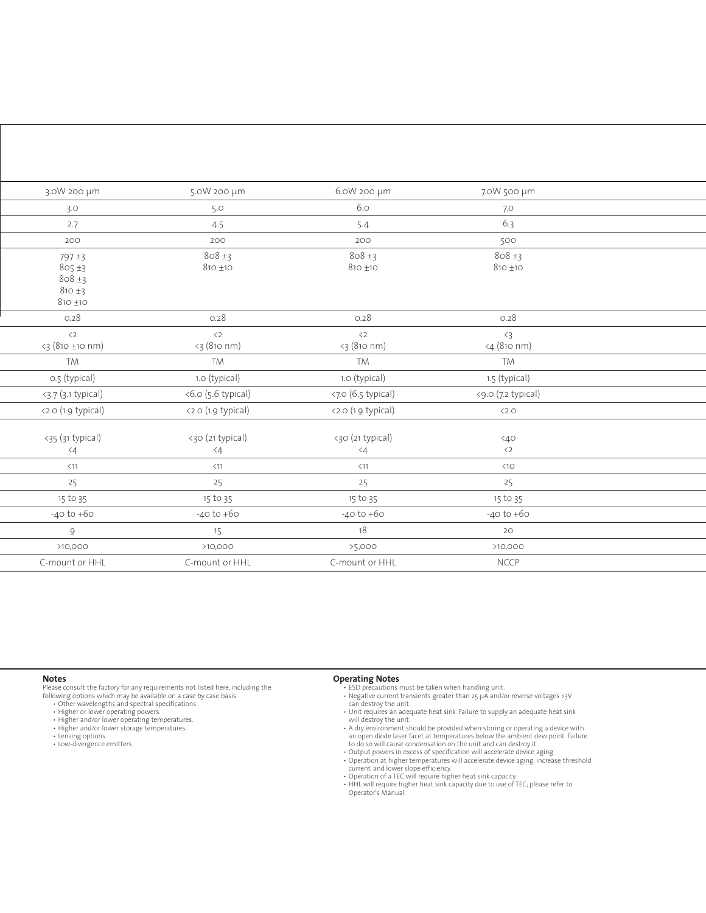| 3.0W 200 µm | 5.0W 200 µm | 6.0W 200 µm | 7.0W 500 µm |
|---|---|---|---|
| 3.0 | 5.0 | 6.0 | 7.0 |
| 2.7 | 4.5 | 5.4 | 6.3 |
| 200 | 200 | 200 | 500 |
| 797 ±3<br>805 ±3<br>808 ±3<br>810 ±3<br>810 ±10 | 808 ±3<br>810 ±10 | 808 ±3<br>810 ±10 | 808 ±3<br>810 ±10 |
| 0.28 | 0.28 | 0.28 | 0.28 |
| <2<br><3 (810 ±10 nm) | <2<br><3 (810 nm) | <2<br><3 (810 nm) | <3<br><4 (810 nm) |
| TM | TM | TM | TM |
| 0.5 (typical) | 1.0 (typical) | 1.0 (typical) | 1.5 (typical) |
| <3.7 (3.1 typical) | <6.0 (5.6 typical) | <7.0 (6.5 typical) | <9.0 (7.2 typical) |
| <2.0 (1.9 typical) | <2.0 (1.9 typical) | <2.0 (1.9 typical) | <2.0 |
| <35 (31 typical)<br><4 | <30 (21 typical)<br><4 | <30 (21 typical)<br><4 | <40<br><2 |
| <11 | <11 | <11 | <10 |
| 25 | 25 | 25 | 25 |
| 15 to 35 | 15 to 35 | 15 to 35 | 15 to 35 |
| -40 to +60 | -40 to +60 | -40 to +60 | -40 to +60 |
| 9 | 15 | 18 | 20 |
| >10,000 | >10,000 | >5,000 | >10,000 |
| C-mount or HHL | C-mount or HHL | C-mount or HHL | NCCP |

**Notes**

Please consult the factory for any requirements not listed here, including the following options which may be available on a case by case basis:

- Other wavelengths and spectral specifications.
- Higher or lower operating powers.
- Higher and/or lower operating temperatures.
- Higher and/or lower storage temperatures.
- Lensing options.
- Low-divergence emitters.

**Operating Notes**

- ESD precautions must be taken when handling unit.
- Negative current transients greater than 25 µA and/or reverse voltages >3V can destroy the unit.
- Unit requires an adequate heat sink. Failure to supply an adequate heat sink will destroy the unit.
- A dry environment should be provided when storing or operating a device with an open diode laser facet at temperatures below the ambient dew point. Failure to do so will cause condensation on the unit and can destroy it.
- Output powers in excess of specification will accelerate device aging.
- Operation at higher temperatures will accelerate device aging, increase threshold current, and lower slope efficiency.
- Operation of a TEC will require higher heat sink capacity.
- HHL will require higher heat sink capacity due to use of TEC; please refer to Operator's Manual.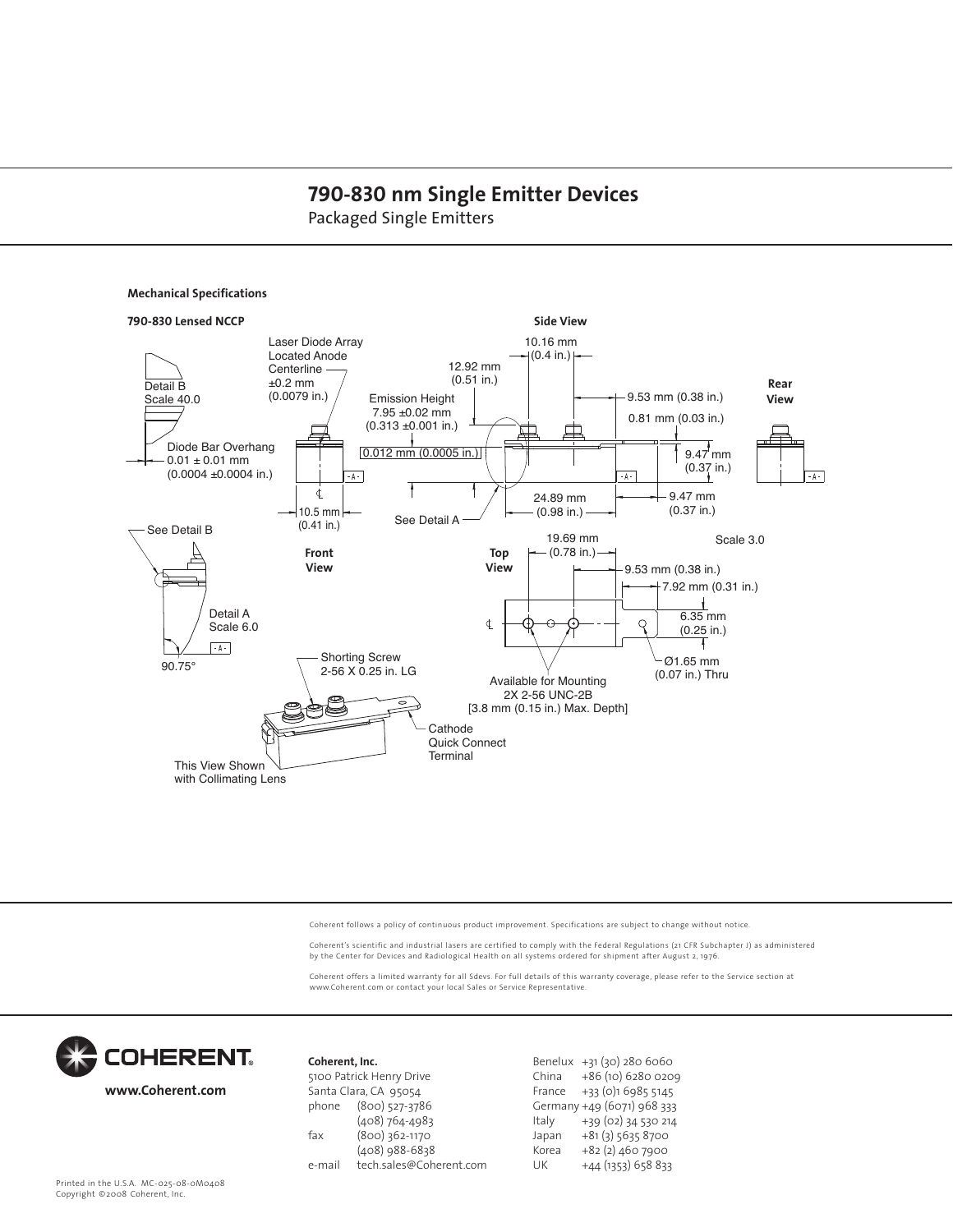# 790-830 nm Single Emitter Devices

Packaged Single Emitters

**Mechanical Specifications**

**790-830 Lensed NCCP**

Detail B
Scale 40.0

Diode Bar Overhang
0.01 ± 0.01 mm
(0.0004 ±0.0004 in.)

Laser Diode Array
Located Anode
Centerline
±0.2 mm
(0.0079 in.)

10.5 mm
(0.41 in.)

**Front View**

See Detail B

Detail A
Scale 6.0

90.75°

Shorting Screw
2-56 X 0.25 in. LG

Cathode
Quick Connect
Terminal

This View Shown
with Collimating Lens

**Side View**

10.16 mm
(0.4 in.)

12.92 mm
(0.51 in.)

Emission Height
7.95 ±0.02 mm
(0.313 ±0.001 in.)

0.012 mm (0.0005 in.)

9.53 mm (0.38 in.)

0.81 mm (0.03 in.)

9.47 mm
(0.37 in.)

24.89 mm
(0.98 in.)

9.47 mm
(0.37 in.)

See Detail A

**Rear View**

Scale 3.0

**Top View**

19.69 mm
(0.78 in.)

9.53 mm (0.38 in.)

7.92 mm (0.31 in.)

6.35 mm
(0.25 in.)

Ø1.65 mm
(0.07 in.) Thru

Available for Mounting
2X 2-56 UNC-2B
[3.8 mm (0.15 in.) Max. Depth]

Coherent follows a policy of continuous product improvement. Specifications are subject to change without notice.

Coherent's scientific and industrial lasers are certified to comply with the Federal Regulations (21 CFR Subchapter J) as administered by the Center for Devices and Radiological Health on all systems ordered for shipment after August 2, 1976.

Coherent offers a limited warranty for all Sdevs. For full details of this warranty coverage, please refer to the Service section at www.Coherent.com or contact your local Sales or Service Representative.

COHERENT®

www.Coherent.com

**Coherent, Inc.**
5100 Patrick Henry Drive
Santa Clara, CA 95054
phone (800) 527-3786
(408) 764-4983
fax (800) 362-1170
(408) 988-6838
e-mail tech.sales@Coherent.com

| | |
|---|---|
| Benelux | +31 (30) 280 6060 |
| China | +86 (10) 6280 0209 |
| France | +33 (0)1 6985 5145 |
| Germany | +49 (6071) 968 333 |
| Italy | +39 (02) 34 530 214 |
| Japan | +81 (3) 5635 8700 |
| Korea | +82 (2) 460 7900 |
| UK | +44 (1353) 658 833 |

Printed in the U.S.A. MC-025-08-0M0408
Copyright ©2008 Coherent, Inc.